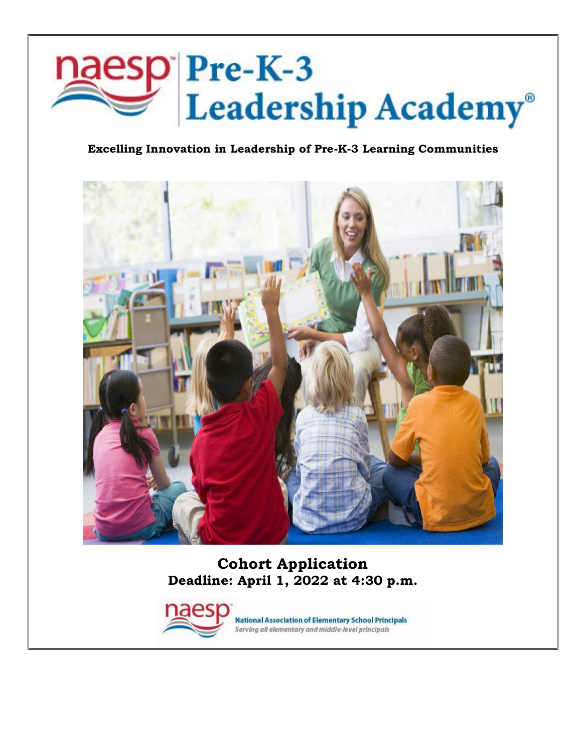# naesp Pre-K-3 Leadership Academy®

**Excelling Innovation in Leadership of Pre-K-3 Learning Communities**

## Cohort Application

**Deadline: April 1, 2022 at 4:30 p.m.**

**National Association of Elementary School Principals**

*Serving all elementary and middle-level principals*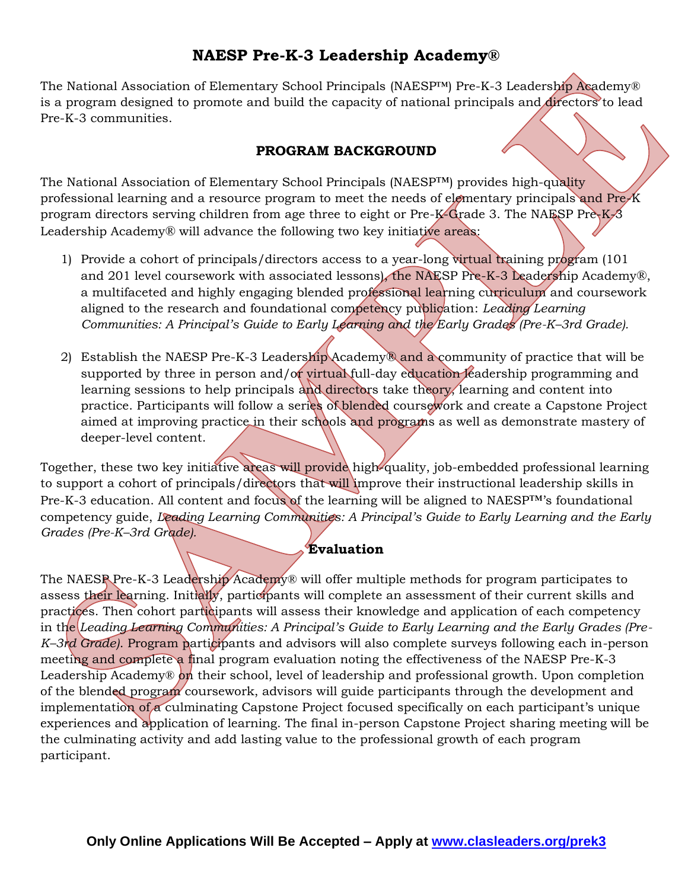# NAESP Pre-K-3 Leadership Academy®

The National Association of Elementary School Principals (NAESP™) Pre-K-3 Leadership Academy® is a program designed to promote and build the capacity of national principals and directors to lead Pre-K-3 communities.

## PROGRAM BACKGROUND

The National Association of Elementary School Principals (NAESP™) provides high-quality professional learning and a resource program to meet the needs of elementary principals and Pre-K program directors serving children from age three to eight or Pre-K-Grade 3. The NAESP Pre-K-3 Leadership Academy® will advance the following two key initiative areas:

1) Provide a cohort of principals/directors access to a year-long virtual training program (101 and 201 level coursework with associated lessons), the NAESP Pre-K-3 Leadership Academy®, a multifaceted and highly engaging blended professional learning curriculum and coursework aligned to the research and foundational competency publication: *Leading Learning Communities: A Principal's Guide to Early Learning and the Early Grades (Pre-K–3rd Grade).*

2) Establish the NAESP Pre-K-3 Leadership Academy® and a community of practice that will be supported by three in person and/or virtual full-day education leadership programming and learning sessions to help principals and directors take theory, learning and content into practice. Participants will follow a series of blended coursework and create a Capstone Project aimed at improving practice in their schools and programs as well as demonstrate mastery of deeper-level content.

Together, these two key initiative areas will provide high-quality, job-embedded professional learning to support a cohort of principals/directors that will improve their instructional leadership skills in Pre-K-3 education. All content and focus of the learning will be aligned to NAESP™'s foundational competency guide, *Leading Learning Communities: A Principal's Guide to Early Learning and the Early Grades (Pre-K–3rd Grade).*

## Evaluation

The NAESP Pre-K-3 Leadership Academy® will offer multiple methods for program participates to assess their learning. Initially, participants will complete an assessment of their current skills and practices. Then cohort participants will assess their knowledge and application of each competency in the *Leading Learning Communities: A Principal's Guide to Early Learning and the Early Grades (Pre-K–3rd Grade).* Program participants and advisors will also complete surveys following each in-person meeting and complete a final program evaluation noting the effectiveness of the NAESP Pre-K-3 Leadership Academy® on their school, level of leadership and professional growth. Upon completion of the blended program coursework, advisors will guide participants through the development and implementation of a culminating Capstone Project focused specifically on each participant's unique experiences and application of learning. The final in-person Capstone Project sharing meeting will be the culminating activity and add lasting value to the professional growth of each program participant.

**Only Online Applications Will Be Accepted – Apply at [www.clasleaders.org/prek3](www.clasleaders.org/prek3)**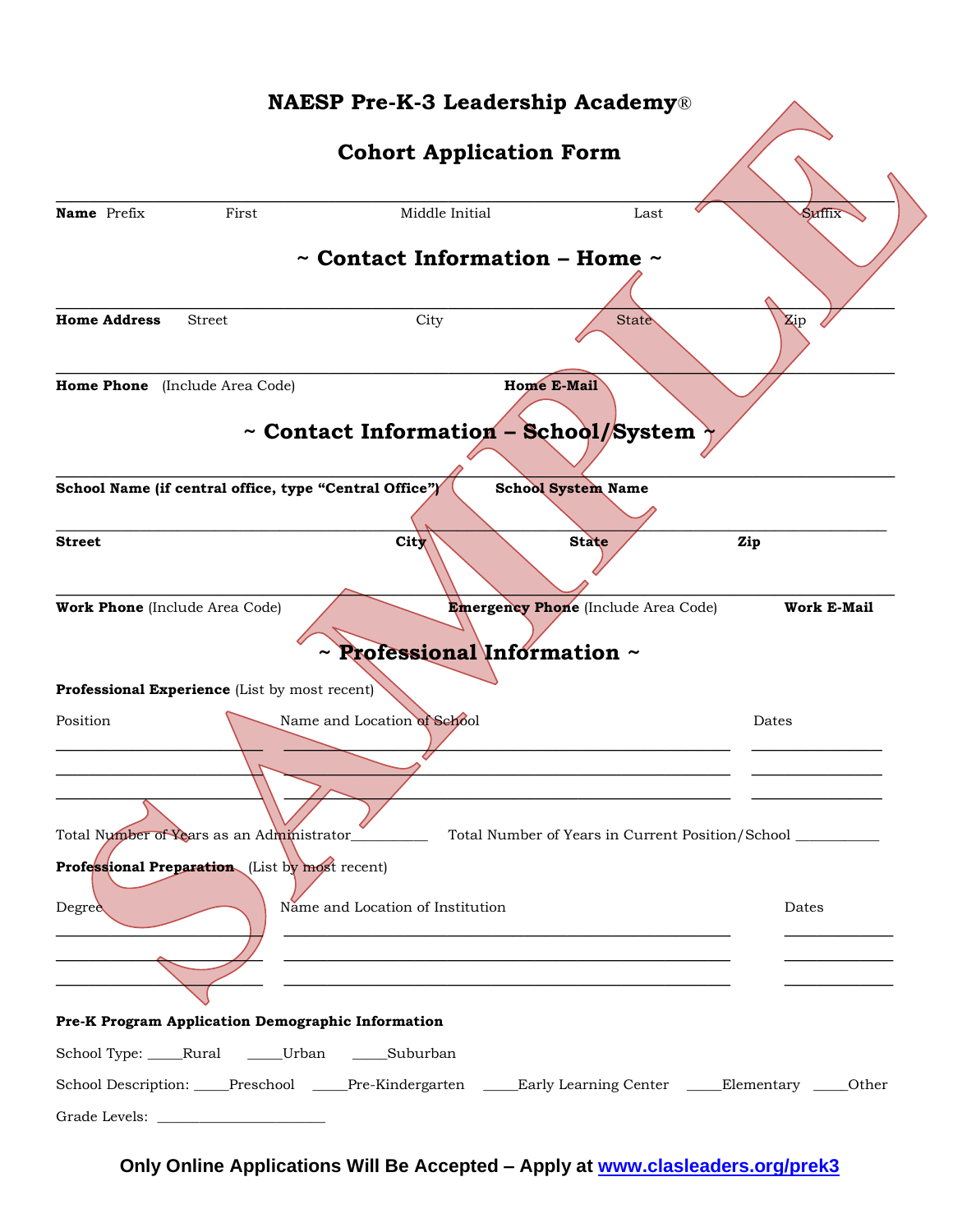# NAESP Pre-K-3 Leadership Academy®

## Cohort Application Form

**Name** Prefix First Middle Initial Last Suffix

## ~ Contact Information – Home ~

**Home Address** Street City State Zip

**Home Phone** (Include Area Code) **Home E-Mail**

## ~ Contact Information – School/System ~

**School Name (if central office, type "Central Office")** **School System Name**

**Street** **City** **State** **Zip**

**Work Phone** (Include Area Code) **Emergency Phone** (Include Area Code) **Work E-Mail**

## ~ Professional Information ~

**Professional Experience** (List by most recent)

| Position | Name and Location of School | Dates |
|---|---|---|
| | | |
| | | |
| | | |

Total Number of Years as an Administrator__________ Total Number of Years in Current Position/School ___________

**Professional Preparation** (List by most recent)

| Degree | Name and Location of Institution | Dates |
|---|---|---|
| | | |
| | | |
| | | |

**Pre-K Program Application Demographic Information**

School Type: _____Rural _____Urban _____Suburban

School Description: _____Preschool _____Pre-Kindergarten _____Early Learning Center _____Elementary _____Other

Grade Levels: _______________________

**Only Online Applications Will Be Accepted – Apply at [www.clasleaders.org/prek3](http://www.clasleaders.org/prek3)**

SAMPLE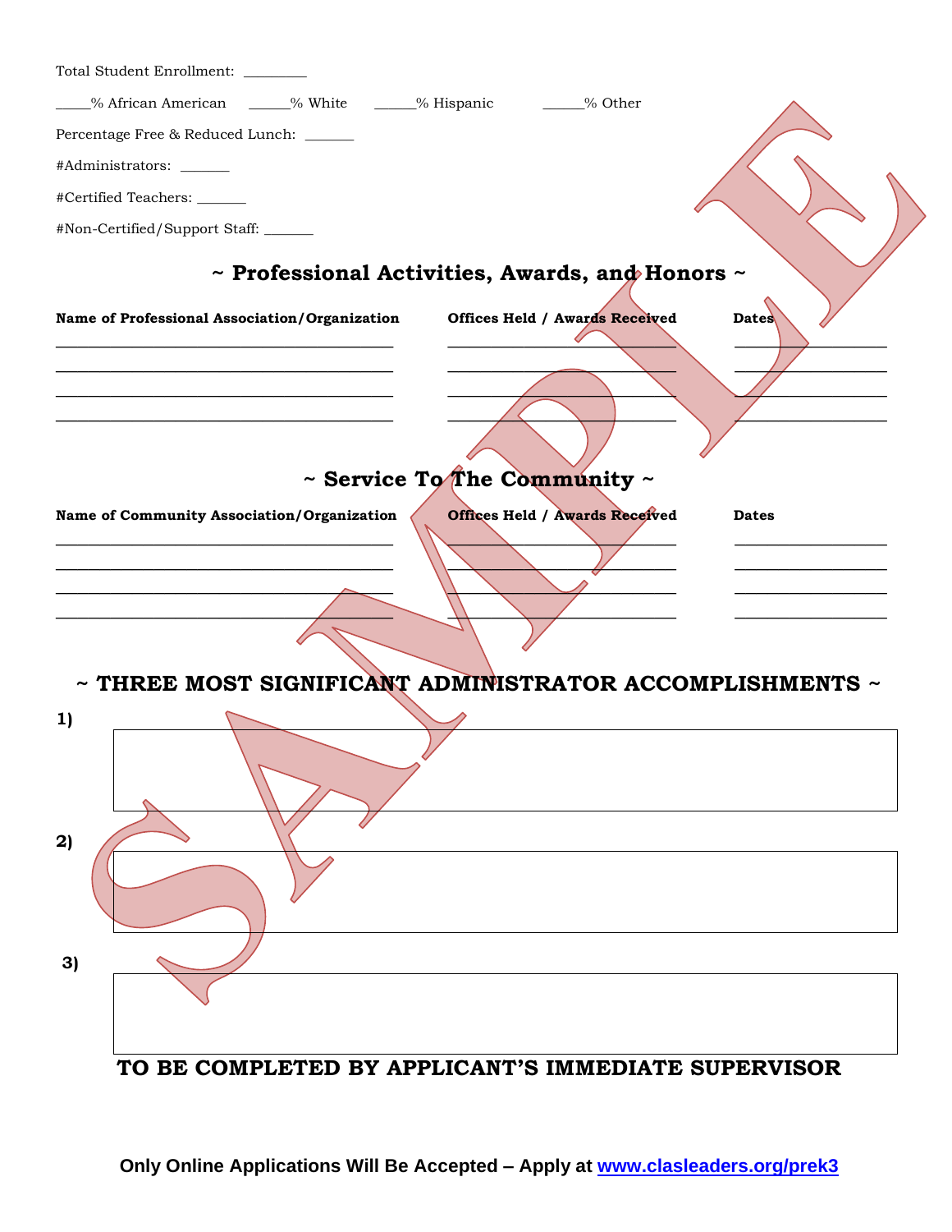Total Student Enrollment: _________

_____% African American ______% White ______% Hispanic ______% Other

Percentage Free & Reduced Lunch: _______

#Administrators: _______

#Certified Teachers: _______

#Non-Certified/Support Staff: _______

## ~ Professional Activities, Awards, and Honors ~

| Name of Professional Association/Organization | Offices Held / Awards Received | Dates |
|---|---|---|
| | | |
| | | |
| | | |
| | | |

## ~ Service To The Community ~

| Name of Community Association/Organization | Offices Held / Awards Received | Dates |
|---|---|---|
| | | |
| | | |
| | | |
| | | |

## ~ THREE MOST SIGNIFICANT ADMINISTRATOR ACCOMPLISHMENTS ~

**1)**

**2)**

**3)**

**TO BE COMPLETED BY APPLICANT'S IMMEDIATE SUPERVISOR**

**Only Online Applications Will Be Accepted – Apply at [www.clasleaders.org/prek3](http://www.clasleaders.org/prek3)**

SAMPLE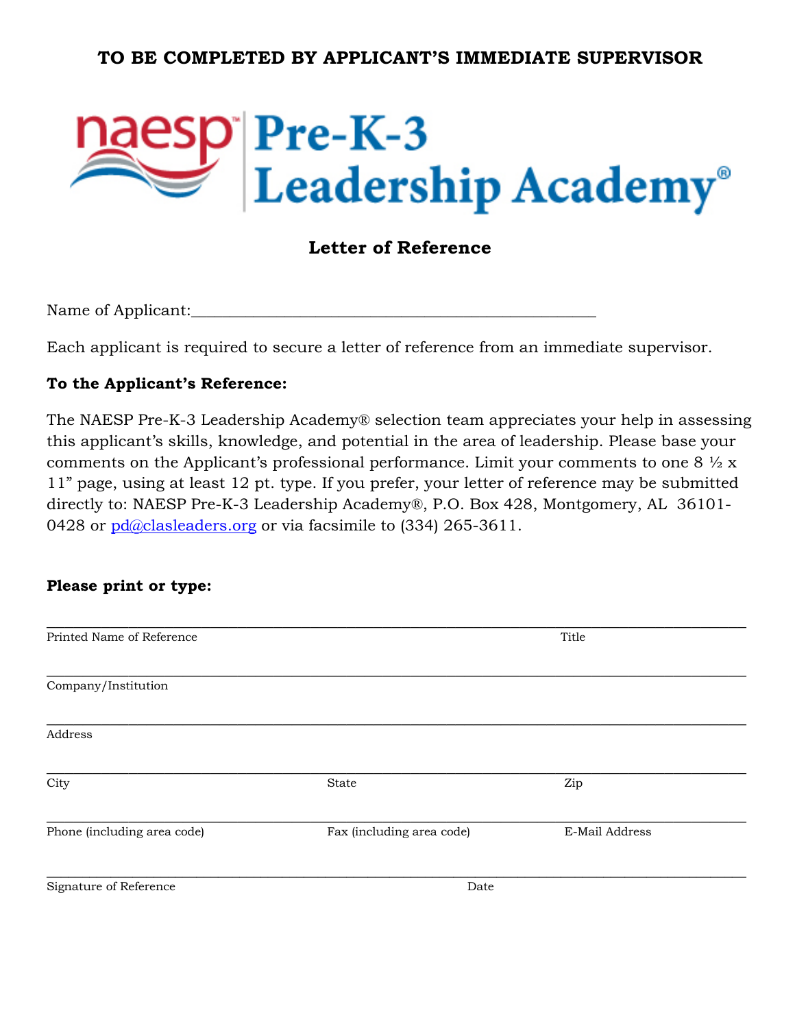**TO BE COMPLETED BY APPLICANT'S IMMEDIATE SUPERVISOR**

naesp™ Pre-K-3 Leadership Academy®

## Letter of Reference

Name of Applicant:\_\_\_\_\_\_\_\_\_\_\_\_\_\_\_\_\_\_\_\_\_\_\_\_\_\_\_\_\_\_\_\_\_\_\_\_\_\_\_\_\_\_\_\_\_\_\_\_\_\_

Each applicant is required to secure a letter of reference from an immediate supervisor.

**To the Applicant's Reference:**

The NAESP Pre-K-3 Leadership Academy® selection team appreciates your help in assessing this applicant's skills, knowledge, and potential in the area of leadership. Please base your comments on the Applicant's professional performance. Limit your comments to one 8 ½ x 11" page, using at least 12 pt. type. If you prefer, your letter of reference may be submitted directly to: NAESP Pre-K-3 Leadership Academy®, P.O. Box 428, Montgomery, AL 36101-0428 or pd@clasleaders.org or via facsimile to (334) 265-3611.

**Please print or type:**

\_\_\_\_\_\_\_\_\_\_\_\_\_\_\_\_\_\_\_\_\_\_\_\_\_\_\_\_\_\_\_\_\_\_\_\_\_\_\_\_\_\_\_\_\_\_\_\_\_\_\_\_\_\_\_\_\_\_\_\_\_\_\_\_\_\_\_\_\_\_
Printed Name of Reference Title

\_\_\_\_\_\_\_\_\_\_\_\_\_\_\_\_\_\_\_\_\_\_\_\_\_\_\_\_\_\_\_\_\_\_\_\_\_\_\_\_\_\_\_\_\_\_\_\_\_\_\_\_\_\_\_\_\_\_\_\_\_\_\_\_\_\_\_\_\_\_
Company/Institution

\_\_\_\_\_\_\_\_\_\_\_\_\_\_\_\_\_\_\_\_\_\_\_\_\_\_\_\_\_\_\_\_\_\_\_\_\_\_\_\_\_\_\_\_\_\_\_\_\_\_\_\_\_\_\_\_\_\_\_\_\_\_\_\_\_\_\_\_\_\_
Address

\_\_\_\_\_\_\_\_\_\_\_\_\_\_\_\_\_\_\_\_\_\_\_\_\_\_\_\_\_\_\_\_\_\_\_\_\_\_\_\_\_\_\_\_\_\_\_\_\_\_\_\_\_\_\_\_\_\_\_\_\_\_\_\_\_\_\_\_\_\_
City State Zip

\_\_\_\_\_\_\_\_\_\_\_\_\_\_\_\_\_\_\_\_\_\_\_\_\_\_\_\_\_\_\_\_\_\_\_\_\_\_\_\_\_\_\_\_\_\_\_\_\_\_\_\_\_\_\_\_\_\_\_\_\_\_\_\_\_\_\_\_\_\_
Phone (including area code) Fax (including area code) E-Mail Address

\_\_\_\_\_\_\_\_\_\_\_\_\_\_\_\_\_\_\_\_\_\_\_\_\_\_\_\_\_\_\_\_\_\_\_\_\_\_\_\_\_\_\_\_\_\_\_\_\_\_\_\_\_\_\_\_\_\_\_\_\_\_\_\_\_\_\_\_\_\_
Signature of Reference Date